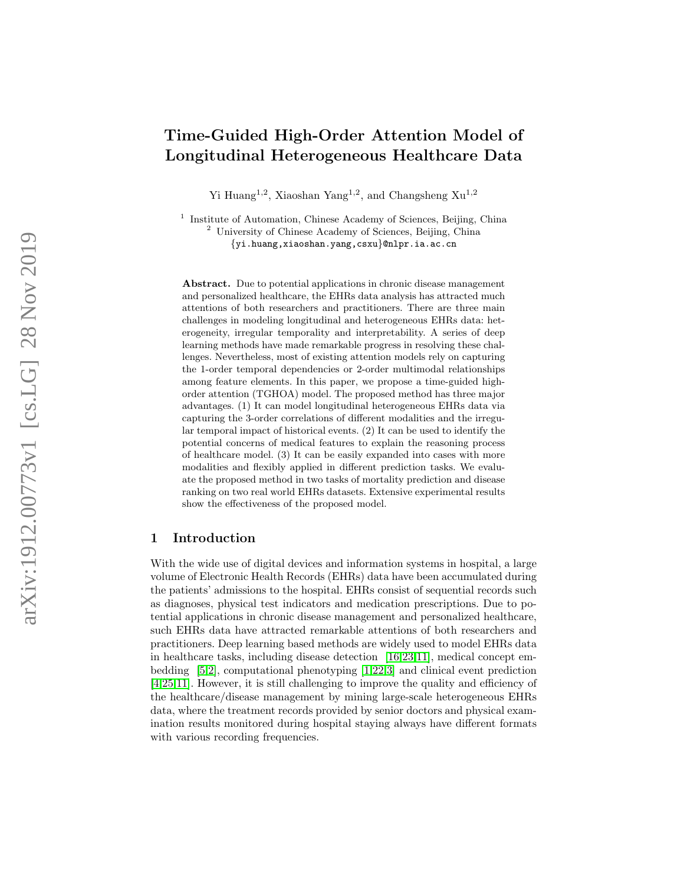# Time-Guided High-Order Attention Model of Longitudinal Heterogeneous Healthcare Data

Yi Huang[1,2], Xiaoshan Yang[1,2], and Changsheng Xu[1,2]

[1] Institute of Automation, Chinese Academy of Sciences, Beijing, China
[2] University of Chinese Academy of Sciences, Beijing, China
{yi.huang,xiaoshan.yang,csxu}@nlpr.ia.ac.cn

**Abstract.** Due to potential applications in chronic disease management and personalized healthcare, the EHRs data analysis has attracted much attentions of both researchers and practitioners. There are three main challenges in modeling longitudinal and heterogeneous EHRs data: heterogeneity, irregular temporality and interpretability. A series of deep learning methods have made remarkable progress in resolving these challenges. Nevertheless, most of existing attention models rely on capturing the 1-order temporal dependencies or 2-order multimodal relationships among feature elements. In this paper, we propose a time-guided high-order attention (TGHOA) model. The proposed method has three major advantages. (1) It can model longitudinal heterogeneous EHRs data via capturing the 3-order correlations of different modalities and the irregular temporal impact of historical events. (2) It can be used to identify the potential concerns of medical features to explain the reasoning process of healthcare model. (3) It can be easily expanded into cases with more modalities and flexibly applied in different prediction tasks. We evaluate the proposed method in two tasks of mortality prediction and disease ranking on two real world EHRs datasets. Extensive experimental results show the effectiveness of the proposed model.

## 1 Introduction

With the wide use of digital devices and information systems in hospital, a large volume of Electronic Health Records (EHRs) data have been accumulated during the patients' admissions to the hospital. EHRs consist of sequential records such as diagnoses, physical test indicators and medication prescriptions. Due to potential applications in chronic disease management and personalized healthcare, such EHRs data have attracted remarkable attentions of both researchers and practitioners. Deep learning based methods are widely used to model EHRs data in healthcare tasks, including disease detection [16,23,11], medical concept embedding [5,2], computational phenotyping [1,22,3] and clinical event prediction [4,25,11]. However, it is still challenging to improve the quality and efficiency of the healthcare/disease management by mining large-scale heterogeneous EHRs data, where the treatment records provided by senior doctors and physical examination results monitored during hospital staying always have different formats with various recording frequencies.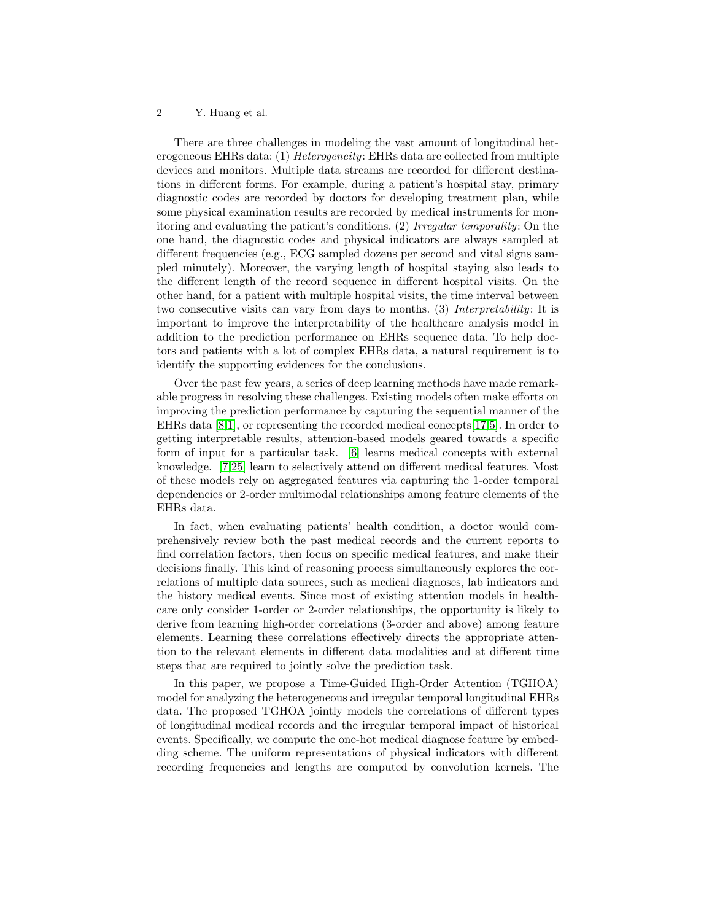There are three challenges in modeling the vast amount of longitudinal heterogeneous EHRs data: (1) *Heterogeneity*: EHRs data are collected from multiple devices and monitors. Multiple data streams are recorded for different destinations in different forms. For example, during a patient's hospital stay, primary diagnostic codes are recorded by doctors for developing treatment plan, while some physical examination results are recorded by medical instruments for monitoring and evaluating the patient's conditions. (2) *Irregular temporality*: On the one hand, the diagnostic codes and physical indicators are always sampled at different frequencies (e.g., ECG sampled dozens per second and vital signs sampled minutely). Moreover, the varying length of hospital staying also leads to the different length of the record sequence in different hospital visits. On the other hand, for a patient with multiple hospital visits, the time interval between two consecutive visits can vary from days to months. (3) *Interpretability*: It is important to improve the interpretability of the healthcare analysis model in addition to the prediction performance on EHRs sequence data. To help doctors and patients with a lot of complex EHRs data, a natural requirement is to identify the supporting evidences for the conclusions.

Over the past few years, a series of deep learning methods have made remarkable progress in resolving these challenges. Existing models often make efforts on improving the prediction performance by capturing the sequential manner of the EHRs data [8,1], or representing the recorded medical concepts[17,5]. In order to getting interpretable results, attention-based models geared towards a specific form of input for a particular task. [6] learns medical concepts with external knowledge. [7,25] learn to selectively attend on different medical features. Most of these models rely on aggregated features via capturing the 1-order temporal dependencies or 2-order multimodal relationships among feature elements of the EHRs data.

In fact, when evaluating patients' health condition, a doctor would comprehensively review both the past medical records and the current reports to find correlation factors, then focus on specific medical features, and make their decisions finally. This kind of reasoning process simultaneously explores the correlations of multiple data sources, such as medical diagnoses, lab indicators and the history medical events. Since most of existing attention models in healthcare only consider 1-order or 2-order relationships, the opportunity is likely to derive from learning high-order correlations (3-order and above) among feature elements. Learning these correlations effectively directs the appropriate attention to the relevant elements in different data modalities and at different time steps that are required to jointly solve the prediction task.

In this paper, we propose a Time-Guided High-Order Attention (TGHOA) model for analyzing the heterogeneous and irregular temporal longitudinal EHRs data. The proposed TGHOA jointly models the correlations of different types of longitudinal medical records and the irregular temporal impact of historical events. Specifically, we compute the one-hot medical diagnose feature by embedding scheme. The uniform representations of physical indicators with different recording frequencies and lengths are computed by convolution kernels. The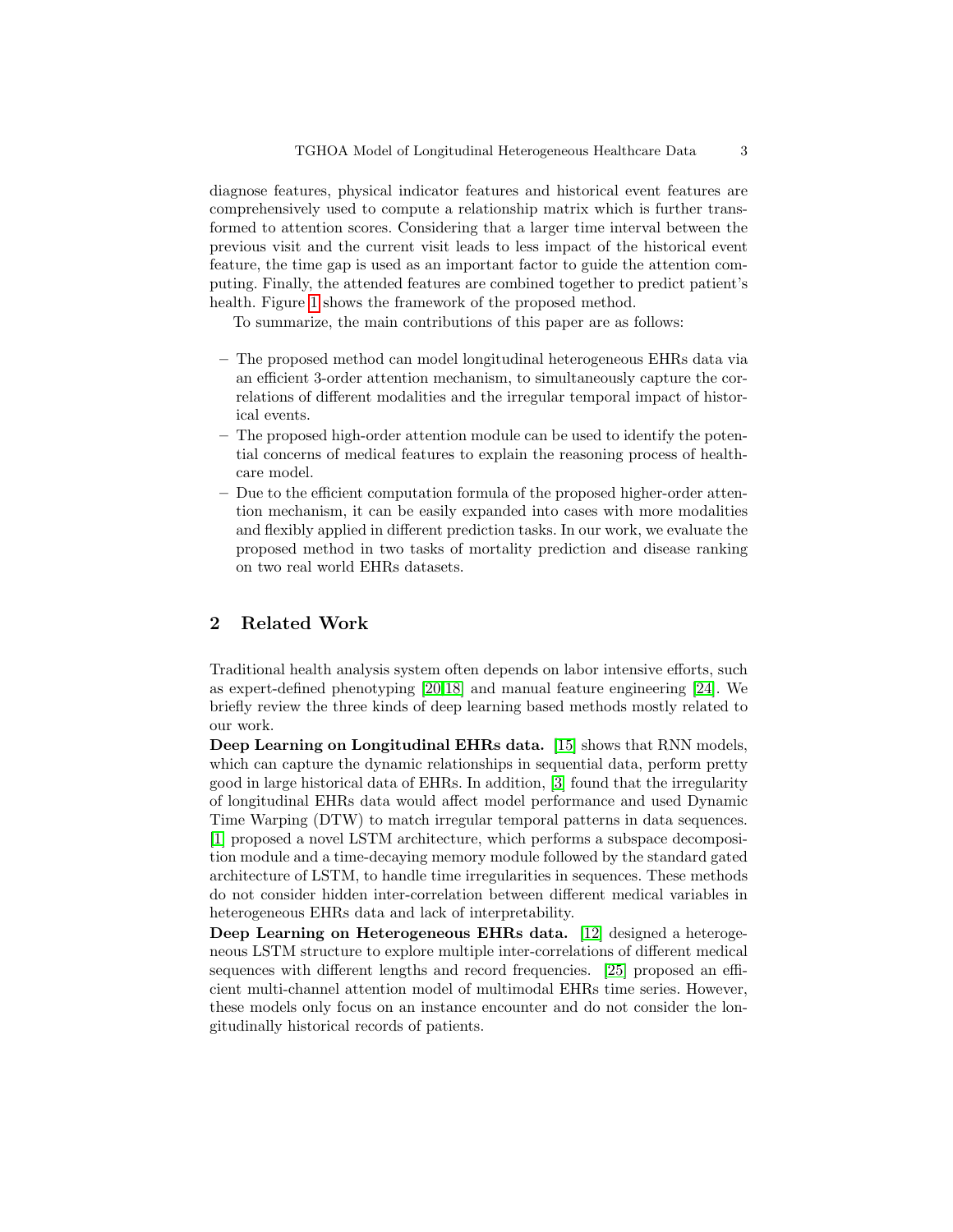diagnose features, physical indicator features and historical event features are comprehensively used to compute a relationship matrix which is further transformed to attention scores. Considering that a larger time interval between the previous visit and the current visit leads to less impact of the historical event feature, the time gap is used as an important factor to guide the attention computing. Finally, the attended features are combined together to predict patient's health. Figure 1 shows the framework of the proposed method.

To summarize, the main contributions of this paper are as follows:

- The proposed method can model longitudinal heterogeneous EHRs data via an efficient 3-order attention mechanism, to simultaneously capture the correlations of different modalities and the irregular temporal impact of historical events.
- The proposed high-order attention module can be used to identify the potential concerns of medical features to explain the reasoning process of healthcare model.
- Due to the efficient computation formula of the proposed higher-order attention mechanism, it can be easily expanded into cases with more modalities and flexibly applied in different prediction tasks. In our work, we evaluate the proposed method in two tasks of mortality prediction and disease ranking on two real world EHRs datasets.

## 2 Related Work

Traditional health analysis system often depends on labor intensive efforts, such as expert-defined phenotyping [20,18] and manual feature engineering [24]. We briefly review the three kinds of deep learning based methods mostly related to our work.

**Deep Learning on Longitudinal EHRs data.** [15] shows that RNN models, which can capture the dynamic relationships in sequential data, perform pretty good in large historical data of EHRs. In addition, [3] found that the irregularity of longitudinal EHRs data would affect model performance and used Dynamic Time Warping (DTW) to match irregular temporal patterns in data sequences. [1] proposed a novel LSTM architecture, which performs a subspace decomposition module and a time-decaying memory module followed by the standard gated architecture of LSTM, to handle time irregularities in sequences. These methods do not consider hidden inter-correlation between different medical variables in heterogeneous EHRs data and lack of interpretability.

**Deep Learning on Heterogeneous EHRs data.** [12] designed a heterogeneous LSTM structure to explore multiple inter-correlations of different medical sequences with different lengths and record frequencies. [25] proposed an efficient multi-channel attention model of multimodal EHRs time series. However, these models only focus on an instance encounter and do not consider the longitudinally historical records of patients.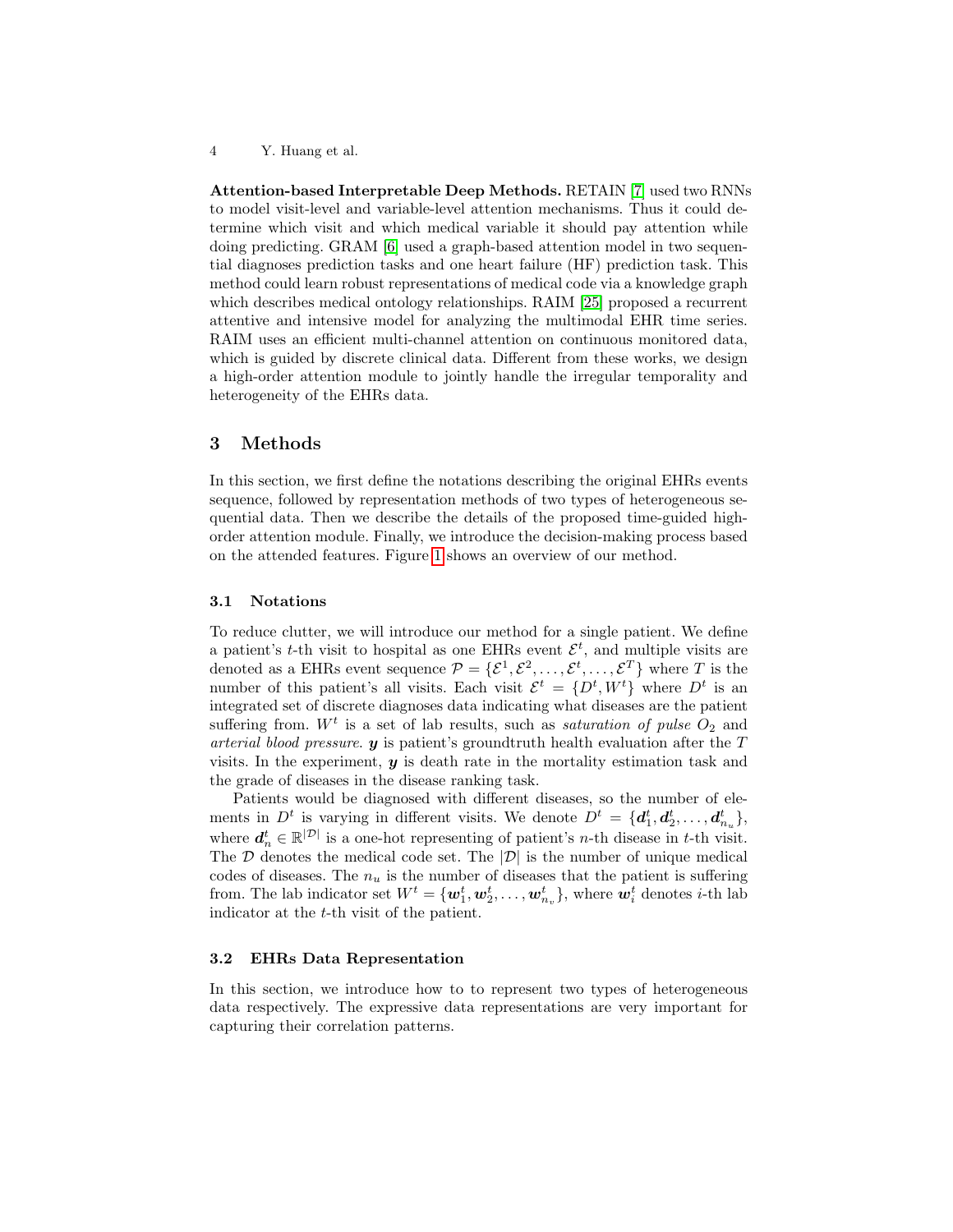**Attention-based Interpretable Deep Methods.** RETAIN [7] used two RNNs to model visit-level and variable-level attention mechanisms. Thus it could determine which visit and which medical variable it should pay attention while doing predicting. GRAM [6] used a graph-based attention model in two sequential diagnoses prediction tasks and one heart failure (HF) prediction task. This method could learn robust representations of medical code via a knowledge graph which describes medical ontology relationships. RAIM [25] proposed a recurrent attentive and intensive model for analyzing the multimodal EHR time series. RAIM uses an efficient multi-channel attention on continuous monitored data, which is guided by discrete clinical data. Different from these works, we design a high-order attention module to jointly handle the irregular temporality and heterogeneity of the EHRs data.

## 3 Methods

In this section, we first define the notations describing the original EHRs events sequence, followed by representation methods of two types of heterogeneous sequential data. Then we describe the details of the proposed time-guided high-order attention module. Finally, we introduce the decision-making process based on the attended features. Figure 1 shows an overview of our method.

### 3.1 Notations

To reduce clutter, we will introduce our method for a single patient. We define a patient's $t$-th visit to hospital as one EHRs event $\mathcal{E}^t$, and multiple visits are denoted as a EHRs event sequence $\mathcal{P} = \{\mathcal{E}^1, \mathcal{E}^2, \ldots, \mathcal{E}^t, \ldots, \mathcal{E}^T\}$ where $T$ is the number of this patient's all visits. Each visit $\mathcal{E}^t = \{D^t, W^t\}$ where $D^t$ is an integrated set of discrete diagnoses data indicating what diseases are the patient suffering from. $W^t$ is a set of lab results, such as *saturation of pulse* $O_2$ and *arterial blood pressure*. $\boldsymbol{y}$ is patient's groundtruth health evaluation after the $T$ visits. In the experiment, $\boldsymbol{y}$ is death rate in the mortality estimation task and the grade of diseases in the disease ranking task.

Patients would be diagnosed with different diseases, so the number of elements in $D^t$ is varying in different visits. We denote $D^t = \{\boldsymbol{d}_1^t, \boldsymbol{d}_2^t, \ldots, \boldsymbol{d}_{n_u}^t\}$, where $\boldsymbol{d}_n^t \in \mathbb{R}^{|\mathcal{D}|}$ is a one-hot representing of patient's $n$-th disease in $t$-th visit. The $\mathcal{D}$ denotes the medical code set. The $|\mathcal{D}|$ is the number of unique medical codes of diseases. The $n_u$ is the number of diseases that the patient is suffering from. The lab indicator set $W^t = \{\boldsymbol{w}_1^t, \boldsymbol{w}_2^t, \ldots, \boldsymbol{w}_{n_v}^t\}$, where $\boldsymbol{w}_i^t$ denotes $i$-th lab indicator at the $t$-th visit of the patient.

### 3.2 EHRs Data Representation

In this section, we introduce how to to represent two types of heterogeneous data respectively. The expressive data representations are very important for capturing their correlation patterns.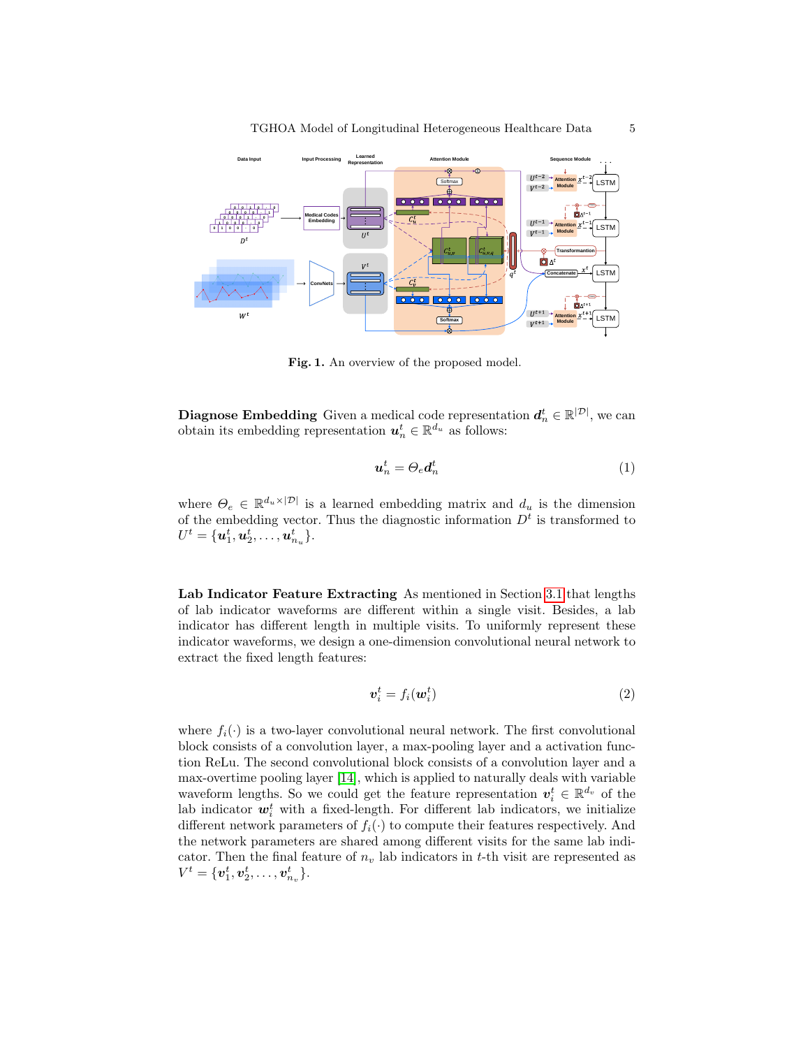**Fig. 1.** An overview of the proposed model.

**Diagnose Embedding** Given a medical code representation $\boldsymbol{d}_n^t \in \mathbb{R}^{|\mathcal{D}|}$, we can obtain its embedding representation $\boldsymbol{u}_n^t \in \mathbb{R}^{d_u}$ as follows:

$$\boldsymbol{u}_n^t = \Theta_e \boldsymbol{d}_n^t \tag{1}$$

where $\Theta_e \in \mathbb{R}^{d_u \times |\mathcal{D}|}$ is a learned embedding matrix and $d_u$ is the dimension of the embedding vector. Thus the diagnostic information $D^t$ is transformed to $U^t = \{\boldsymbol{u}_1^t, \boldsymbol{u}_2^t, \ldots, \boldsymbol{u}_{n_u}^t\}$.

**Lab Indicator Feature Extracting** As mentioned in Section 3.1 that lengths of lab indicator waveforms are different within a single visit. Besides, a lab indicator has different length in multiple visits. To uniformly represent these indicator waveforms, we design a one-dimension convolutional neural network to extract the fixed length features:

$$\boldsymbol{v}_i^t = f_i(\boldsymbol{w}_i^t) \tag{2}$$

where $f_i(\cdot)$ is a two-layer convolutional neural network. The first convolutional block consists of a convolution layer, a max-pooling layer and a activation function ReLu. The second convolutional block consists of a convolution layer and a max-overtime pooling layer [14], which is applied to naturally deals with variable waveform lengths. So we could get the feature representation $\boldsymbol{v}_i^t \in \mathbb{R}^{d_v}$ of the lab indicator $\boldsymbol{w}_i^t$ with a fixed-length. For different lab indicators, we initialize different network parameters of $f_i(\cdot)$ to compute their features respectively. And the network parameters are shared among different visits for the same lab indicator. Then the final feature of $n_v$ lab indicators in $t$-th visit are represented as $V^t = \{\boldsymbol{v}_1^t, \boldsymbol{v}_2^t, \ldots, \boldsymbol{v}_{n_v}^t\}$.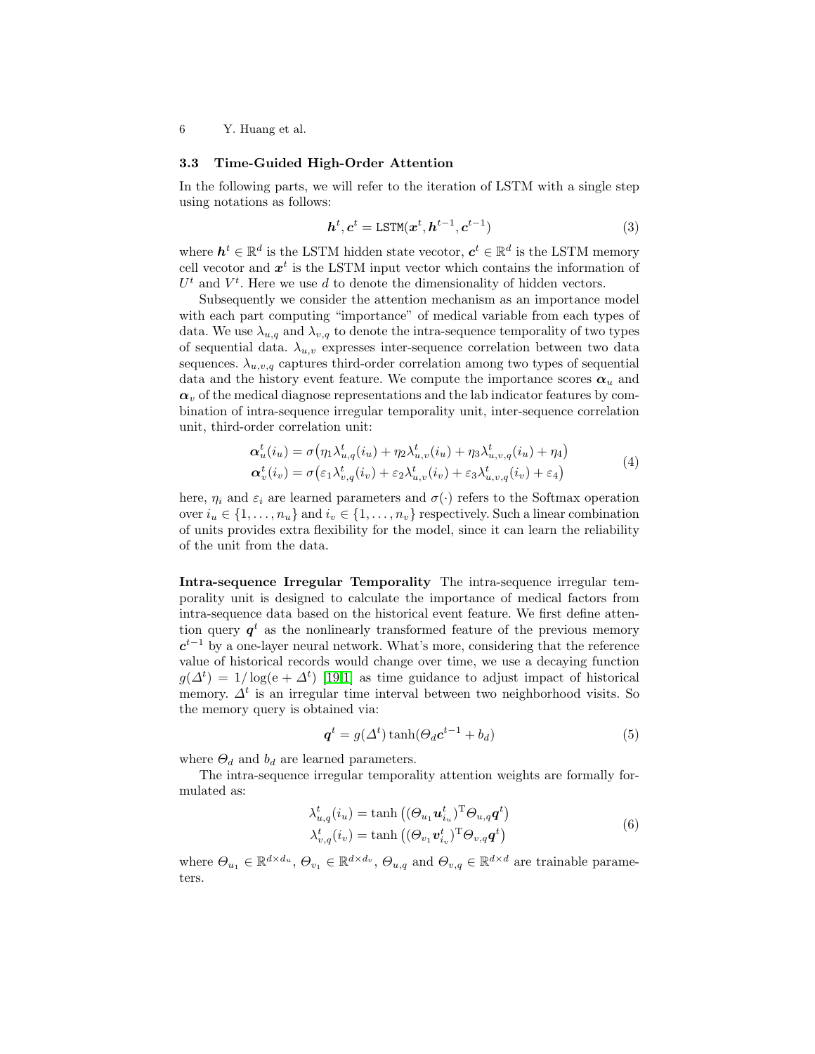### 3.3 Time-Guided High-Order Attention

In the following parts, we will refer to the iteration of LSTM with a single step using notations as follows:

$$\boldsymbol{h}^t, \boldsymbol{c}^t = \texttt{LSTM}(\boldsymbol{x}^t, \boldsymbol{h}^{t-1}, \boldsymbol{c}^{t-1}) \tag{3}$$

where $\boldsymbol{h}^t \in \mathbb{R}^d$ is the LSTM hidden state vecotor, $\boldsymbol{c}^t \in \mathbb{R}^d$ is the LSTM memory cell vecotor and $\boldsymbol{x}^t$ is the LSTM input vector which contains the information of $U^t$ and $V^t$. Here we use $d$ to denote the dimensionality of hidden vectors.

Subsequently we consider the attention mechanism as an importance model with each part computing "importance" of medical variable from each types of data. We use $\lambda_{u,q}$ and $\lambda_{v,q}$ to denote the intra-sequence temporality of two types of sequential data. $\lambda_{u,v}$ expresses inter-sequence correlation between two data sequences. $\lambda_{u,v,q}$ captures third-order correlation among two types of sequential data and the history event feature. We compute the importance scores $\boldsymbol{\alpha}_u$ and $\boldsymbol{\alpha}_v$ of the medical diagnose representations and the lab indicator features by combination of intra-sequence irregular temporality unit, inter-sequence correlation unit, third-order correlation unit:

$$\begin{aligned}
\boldsymbol{\alpha}_u^t(i_u) &= \sigma\big(\eta_1 \lambda_{u,q}^t(i_u) + \eta_2 \lambda_{u,v}^t(i_u) + \eta_3 \lambda_{u,v,q}^t(i_u) + \eta_4\big) \\
\boldsymbol{\alpha}_v^t(i_v) &= \sigma\big(\varepsilon_1 \lambda_{v,q}^t(i_v) + \varepsilon_2 \lambda_{u,v}^t(i_v) + \varepsilon_3 \lambda_{u,v,q}^t(i_v) + \varepsilon_4\big)
\end{aligned} \tag{4}$$

here, $\eta_i$ and $\varepsilon_i$ are learned parameters and $\sigma(\cdot)$ refers to the Softmax operation over $i_u \in \{1, \dots, n_u\}$ and $i_v \in \{1, \dots, n_v\}$ respectively. Such a linear combination of units provides extra flexibility for the model, since it can learn the reliability of the unit from the data.

**Intra-sequence Irregular Temporality** The intra-sequence irregular temporality unit is designed to calculate the importance of medical factors from intra-sequence data based on the historical event feature. We first define attention query $\boldsymbol{q}^t$ as the nonlinearly transformed feature of the previous memory $\boldsymbol{c}^{t-1}$ by a one-layer neural network. What's more, considering that the reference value of historical records would change over time, we use a decaying function $g(\Delta^t) = 1/\log(\mathrm{e} + \Delta^t)$ [19,1] as time guidance to adjust impact of historical memory. $\Delta^t$ is an irregular time interval between two neighborhood visits. So the memory query is obtained via:

$$\boldsymbol{q}^t = g(\Delta^t) \tanh(\Theta_d \boldsymbol{c}^{t-1} + b_d) \tag{5}$$

where $\Theta_d$ and $b_d$ are learned parameters.

The intra-sequence irregular temporality attention weights are formally formulated as:

$$\begin{aligned}
\lambda_{u,q}^t(i_u) &= \tanh\big((\Theta_{u_1} \boldsymbol{u}_{i_u}^t)^{\mathrm{T}} \Theta_{u,q} \boldsymbol{q}^t\big) \\
\lambda_{v,q}^t(i_v) &= \tanh\big((\Theta_{v_1} \boldsymbol{v}_{i_v}^t)^{\mathrm{T}} \Theta_{v,q} \boldsymbol{q}^t\big)
\end{aligned} \tag{6}$$

where $\Theta_{u_1} \in \mathbb{R}^{d \times d_u}$, $\Theta_{v_1} \in \mathbb{R}^{d \times d_v}$, $\Theta_{u,q}$ and $\Theta_{v,q} \in \mathbb{R}^{d \times d}$ are trainable parameters.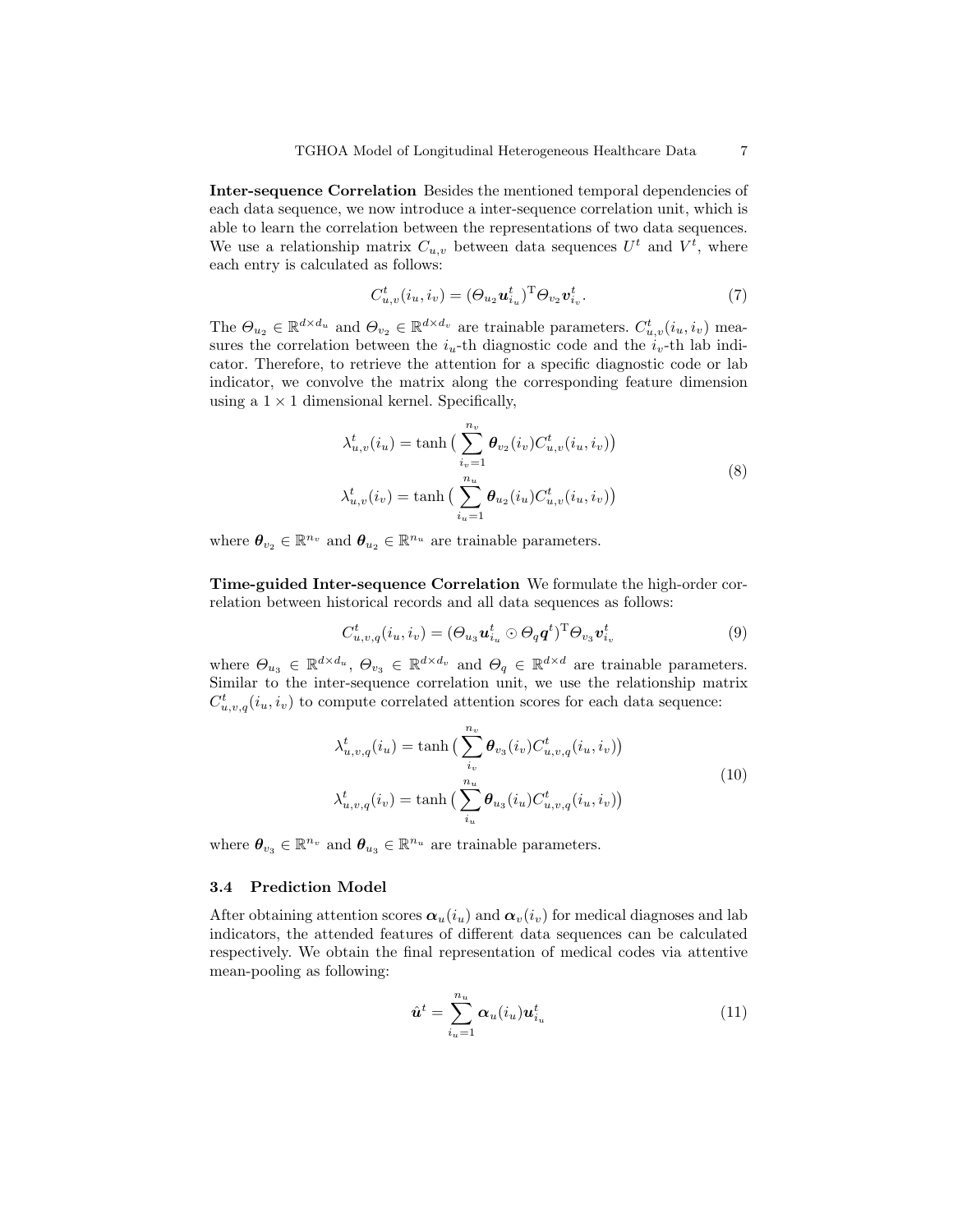**Inter-sequence Correlation** Besides the mentioned temporal dependencies of each data sequence, we now introduce a inter-sequence correlation unit, which is able to learn the correlation between the representations of two data sequences. We use a relationship matrix $C_{u,v}$ between data sequences $U^t$ and $V^t$, where each entry is calculated as follows:

$$C_{u,v}^t(i_u, i_v) = (\Theta_{u_2} \boldsymbol{u}_{i_u}^t)^{\mathrm{T}} \Theta_{v_2} \boldsymbol{v}_{i_v}^t. \tag{7}$$

The $\Theta_{u_2} \in \mathbb{R}^{d \times d_u}$ and $\Theta_{v_2} \in \mathbb{R}^{d \times d_v}$ are trainable parameters. $C_{u,v}^t(i_u, i_v)$ measures the correlation between the $i_u$-th diagnostic code and the $i_v$-th lab indicator. Therefore, to retrieve the attention for a specific diagnostic code or lab indicator, we convolve the matrix along the corresponding feature dimension using a $1 \times 1$ dimensional kernel. Specifically,

$$\begin{aligned}
\lambda_{u,v}^t(i_u) &= \tanh\big(\sum_{i_v=1}^{n_v} \boldsymbol{\theta}_{v_2}(i_v) C_{u,v}^t(i_u, i_v)\big) \\
\lambda_{u,v}^t(i_v) &= \tanh\big(\sum_{i_u=1}^{n_u} \boldsymbol{\theta}_{u_2}(i_u) C_{u,v}^t(i_u, i_v)\big)
\end{aligned} \tag{8}$$

where $\boldsymbol{\theta}_{v_2} \in \mathbb{R}^{n_v}$ and $\boldsymbol{\theta}_{u_2} \in \mathbb{R}^{n_u}$ are trainable parameters.

**Time-guided Inter-sequence Correlation** We formulate the high-order correlation between historical records and all data sequences as follows:

$$C_{u,v,q}^t(i_u, i_v) = (\Theta_{u_3} \boldsymbol{u}_{i_u}^t \odot \Theta_q \boldsymbol{q}^t)^{\mathrm{T}} \Theta_{v_3} \boldsymbol{v}_{i_v}^t \tag{9}$$

where $\Theta_{u_3} \in \mathbb{R}^{d \times d_u}$, $\Theta_{v_3} \in \mathbb{R}^{d \times d_v}$ and $\Theta_q \in \mathbb{R}^{d \times d}$ are trainable parameters. Similar to the inter-sequence correlation unit, we use the relationship matrix $C_{u,v,q}^t(i_u, i_v)$ to compute correlated attention scores for each data sequence:

$$\begin{aligned}
\lambda_{u,v,q}^t(i_u) &= \tanh\big(\sum_{i_v}^{n_v} \boldsymbol{\theta}_{v_3}(i_v) C_{u,v,q}^t(i_u, i_v)\big) \\
\lambda_{u,v,q}^t(i_v) &= \tanh\big(\sum_{i_u}^{n_u} \boldsymbol{\theta}_{u_3}(i_u) C_{u,v,q}^t(i_u, i_v)\big)
\end{aligned} \tag{10}$$

where $\boldsymbol{\theta}_{v_3} \in \mathbb{R}^{n_v}$ and $\boldsymbol{\theta}_{u_3} \in \mathbb{R}^{n_u}$ are trainable parameters.

### 3.4 Prediction Model

After obtaining attention scores $\boldsymbol{\alpha}_u(i_u)$ and $\boldsymbol{\alpha}_v(i_v)$ for medical diagnoses and lab indicators, the attended features of different data sequences can be calculated respectively. We obtain the final representation of medical codes via attentive mean-pooling as following:

$$\hat{\boldsymbol{u}}^t = \sum_{i_u=1}^{n_u} \boldsymbol{\alpha}_u(i_u) \boldsymbol{u}_{i_u}^t \tag{11}$$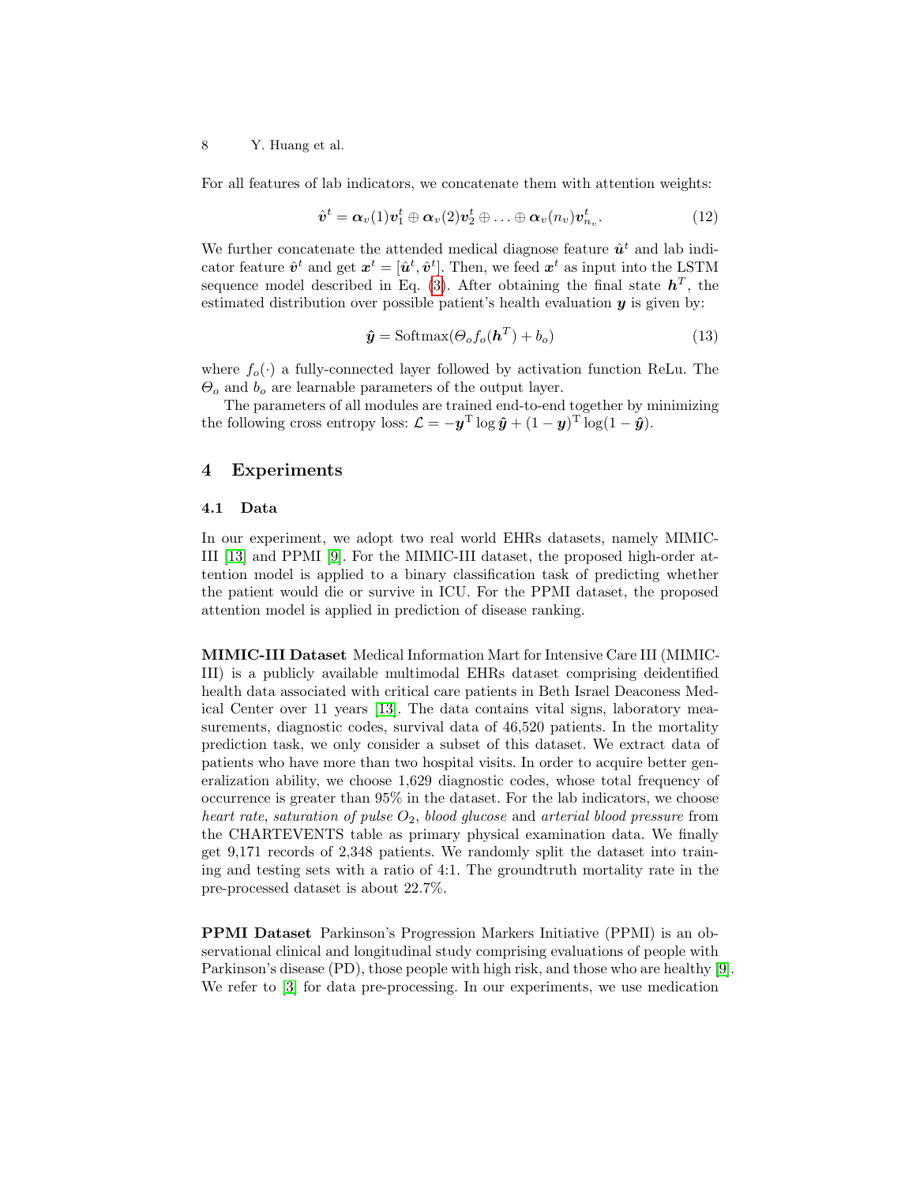For all features of lab indicators, we concatenate them with attention weights:

$$\hat{\boldsymbol{v}}^t = \boldsymbol{\alpha}_v(1)\boldsymbol{v}_1^t \oplus \boldsymbol{\alpha}_v(2)\boldsymbol{v}_2^t \oplus \ldots \oplus \boldsymbol{\alpha}_v(n_v)\boldsymbol{v}_{n_v}^t. \tag{12}$$

We further concatenate the attended medical diagnose feature $\hat{\boldsymbol{u}}^t$ and lab indicator feature $\hat{\boldsymbol{v}}^t$ and get $\boldsymbol{x}^t = [\hat{\boldsymbol{u}}^t, \hat{\boldsymbol{v}}^t]$. Then, we feed $\boldsymbol{x}^t$ as input into the LSTM sequence model described in Eq. (3). After obtaining the final state $\boldsymbol{h}^T$, the estimated distribution over possible patient's health evaluation $\boldsymbol{y}$ is given by:

$$\hat{\boldsymbol{y}} = \mathrm{Softmax}(\Theta_o f_o(\boldsymbol{h}^T) + b_o) \tag{13}$$

where $f_o(\cdot)$ a fully-connected layer followed by activation function ReLu. The $\Theta_o$ and $b_o$ are learnable parameters of the output layer.

The parameters of all modules are trained end-to-end together by minimizing the following cross entropy loss: $\mathcal{L} = -\boldsymbol{y}^{\mathrm{T}} \log \hat{\boldsymbol{y}} + (1 - \boldsymbol{y})^{\mathrm{T}} \log(1 - \hat{\boldsymbol{y}})$.

## 4 Experiments

### 4.1 Data

In our experiment, we adopt two real world EHRs datasets, namely MIMIC-III [13] and PPMI [9]. For the MIMIC-III dataset, the proposed high-order attention model is applied to a binary classification task of predicting whether the patient would die or survive in ICU. For the PPMI dataset, the proposed attention model is applied in prediction of disease ranking.

**MIMIC-III Dataset** Medical Information Mart for Intensive Care III (MIMIC-III) is a publicly available multimodal EHRs dataset comprising deidentified health data associated with critical care patients in Beth Israel Deaconess Medical Center over 11 years [13]. The data contains vital signs, laboratory measurements, diagnostic codes, survival data of 46,520 patients. In the mortality prediction task, we only consider a subset of this dataset. We extract data of patients who have more than two hospital visits. In order to acquire better generalization ability, we choose 1,629 diagnostic codes, whose total frequency of occurrence is greater than 95% in the dataset. For the lab indicators, we choose *heart rate*, *saturation of pulse* $O_2$, *blood glucose* and *arterial blood pressure* from the CHARTEVENTS table as primary physical examination data. We finally get 9,171 records of 2,348 patients. We randomly split the dataset into training and testing sets with a ratio of 4:1. The groundtruth mortality rate in the pre-processed dataset is about 22.7%.

**PPMI Dataset** Parkinson's Progression Markers Initiative (PPMI) is an observational clinical and longitudinal study comprising evaluations of people with Parkinson's disease (PD), those people with high risk, and those who are healthy [9]. We refer to [3] for data pre-processing. In our experiments, we use medication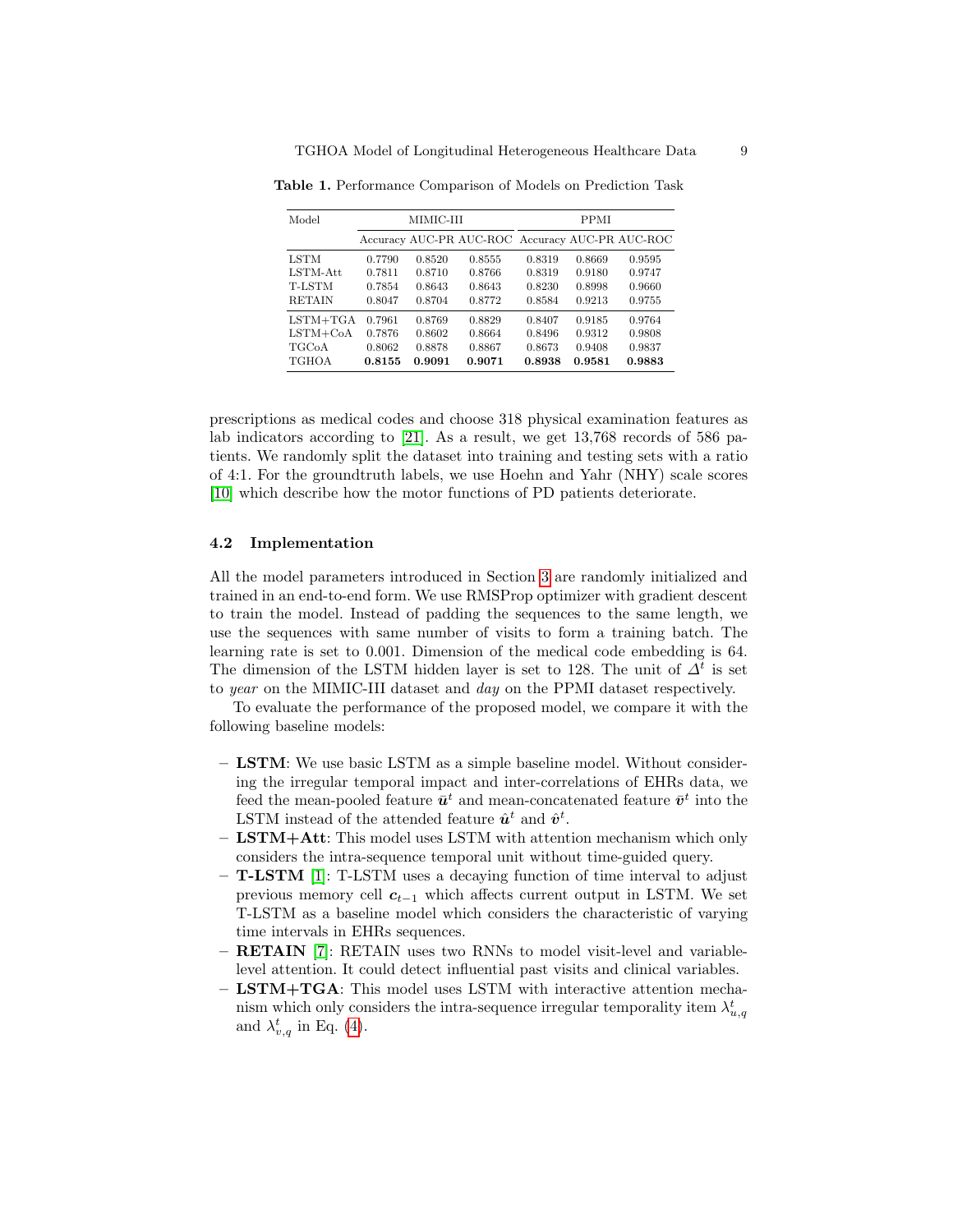**Table 1.** Performance Comparison of Models on Prediction Task

| Model | MIMIC-III | | | PPMI | | |
|---|---|---|---|---|---|---|
| | Accuracy | AUC-PR | AUC-ROC | Accuracy | AUC-PR | AUC-ROC |
| LSTM | 0.7790 | 0.8520 | 0.8555 | 0.8319 | 0.8669 | 0.9595 |
| LSTM-Att | 0.7811 | 0.8710 | 0.8766 | 0.8319 | 0.9180 | 0.9747 |
| T-LSTM | 0.7854 | 0.8643 | 0.8643 | 0.8230 | 0.8998 | 0.9660 |
| RETAIN | 0.8047 | 0.8704 | 0.8772 | 0.8584 | 0.9213 | 0.9755 |
| LSTM+TGA | 0.7961 | 0.8769 | 0.8829 | 0.8407 | 0.9185 | 0.9764 |
| LSTM+CoA | 0.7876 | 0.8602 | 0.8664 | 0.8496 | 0.9312 | 0.9808 |
| TGCoA | 0.8062 | 0.8878 | 0.8867 | 0.8673 | 0.9408 | 0.9837 |
| TGHOA | **0.8155** | **0.9091** | **0.9071** | **0.8938** | **0.9581** | **0.9883** |

prescriptions as medical codes and choose 318 physical examination features as lab indicators according to [21]. As a result, we get 13,768 records of 586 patients. We randomly split the dataset into training and testing sets with a ratio of 4:1. For the groundtruth labels, we use Hoehn and Yahr (NHY) scale scores [10] which describe how the motor functions of PD patients deteriorate.

### 4.2 Implementation

All the model parameters introduced in Section 3 are randomly initialized and trained in an end-to-end form. We use RMSProp optimizer with gradient descent to train the model. Instead of padding the sequences to the same length, we use the sequences with same number of visits to form a training batch. The learning rate is set to 0.001. Dimension of the medical code embedding is 64. The dimension of the LSTM hidden layer is set to 128. The unit of $\Delta^t$ is set to *year* on the MIMIC-III dataset and *day* on the PPMI dataset respectively.

To evaluate the performance of the proposed model, we compare it with the following baseline models:

- **LSTM**: We use basic LSTM as a simple baseline model. Without considering the irregular temporal impact and inter-correlations of EHRs data, we feed the mean-pooled feature $\bar{\boldsymbol{u}}^t$ and mean-concatenated feature $\bar{\boldsymbol{v}}^t$ into the LSTM instead of the attended feature $\hat{\boldsymbol{u}}^t$ and $\hat{\boldsymbol{v}}^t$.
- **LSTM+Att**: This model uses LSTM with attention mechanism which only considers the intra-sequence temporal unit without time-guided query.
- **T-LSTM** [1]: T-LSTM uses a decaying function of time interval to adjust previous memory cell $\boldsymbol{c}_{t-1}$ which affects current output in LSTM. We set T-LSTM as a baseline model which considers the characteristic of varying time intervals in EHRs sequences.
- **RETAIN** [7]: RETAIN uses two RNNs to model visit-level and variable-level attention. It could detect influential past visits and clinical variables.
- **LSTM+TGA**: This model uses LSTM with interactive attention mechanism which only considers the intra-sequence irregular temporality item $\lambda^t_{u,q}$ and $\lambda^t_{v,q}$ in Eq. (4).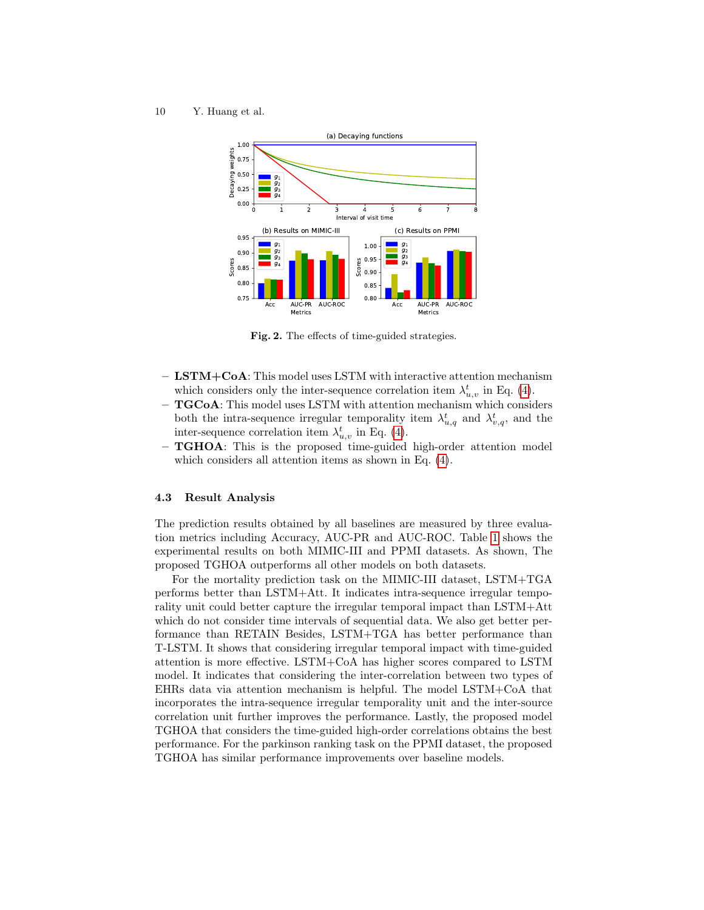**Fig. 2.** The effects of time-guided strategies.

- **LSTM+CoA**: This model uses LSTM with interactive attention mechanism which considers only the inter-sequence correlation item $\lambda_{u,v}^t$ in Eq. (4).
- **TGCoA**: This model uses LSTM with attention mechanism which considers both the intra-sequence irregular temporality item $\lambda_{u,q}^t$ and $\lambda_{v,q}^t$, and the inter-sequence correlation item $\lambda_{u,v}^t$ in Eq. (4).
- **TGHOA**: This is the proposed time-guided high-order attention model which considers all attention items as shown in Eq. (4).

### 4.3 Result Analysis

The prediction results obtained by all baselines are measured by three evaluation metrics including Accuracy, AUC-PR and AUC-ROC. Table 1 shows the experimental results on both MIMIC-III and PPMI datasets. As shown, The proposed TGHOA outperforms all other models on both datasets.

For the mortality prediction task on the MIMIC-III dataset, LSTM+TGA performs better than LSTM+Att. It indicates intra-sequence irregular temporality unit could better capture the irregular temporal impact than LSTM+Att which do not consider time intervals of sequential data. We also get better performance than RETAIN Besides, LSTM+TGA has better performance than T-LSTM. It shows that considering irregular temporal impact with time-guided attention is more effective. LSTM+CoA has higher scores compared to LSTM model. It indicates that considering the inter-correlation between two types of EHRs data via attention mechanism is helpful. The model LSTM+CoA that incorporates the intra-sequence irregular temporality unit and the inter-source correlation unit further improves the performance. Lastly, the proposed model TGHOA that considers the time-guided high-order correlations obtains the best performance. For the parkinson ranking task on the PPMI dataset, the proposed TGHOA has similar performance improvements over baseline models.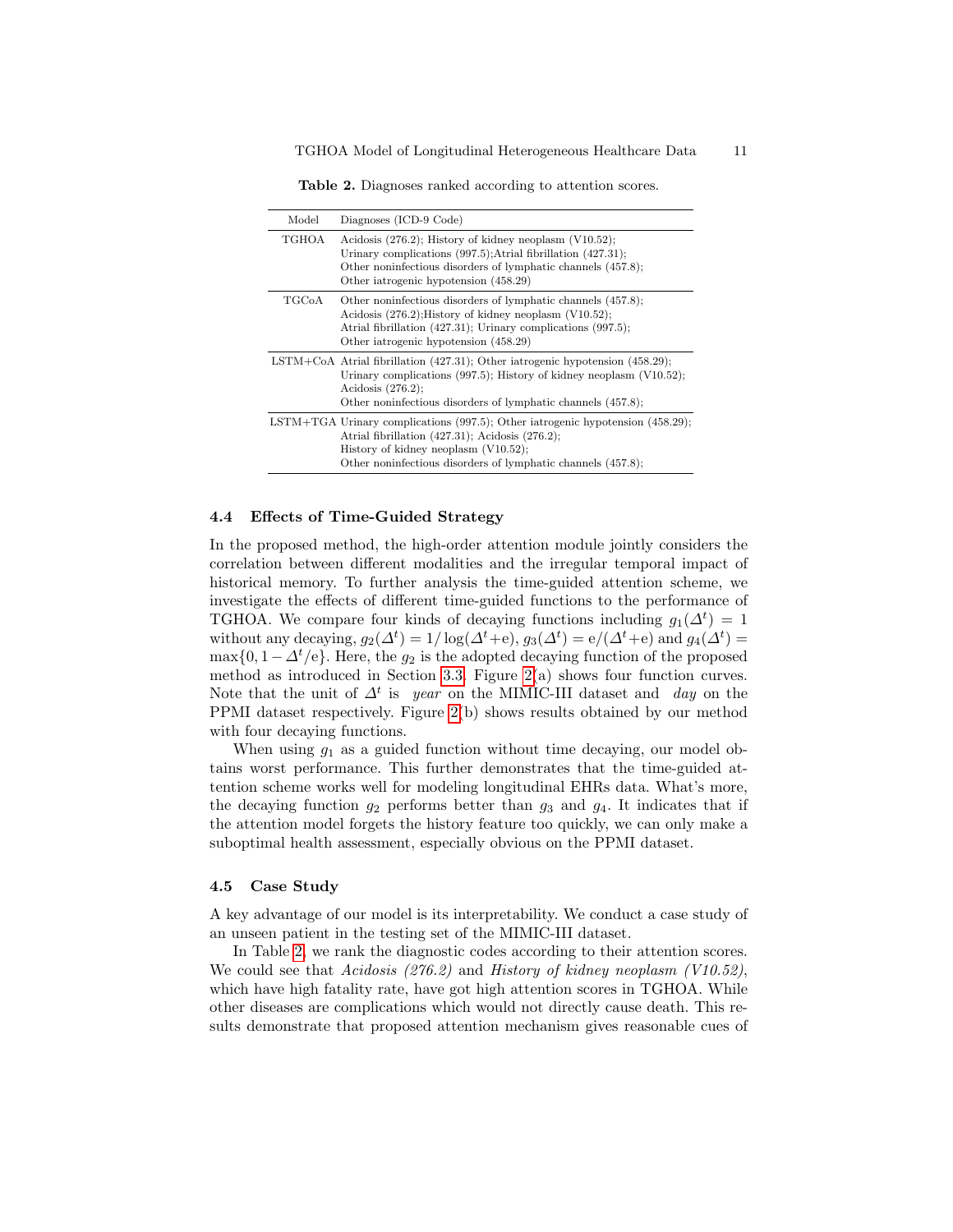**Table 2.** Diagnoses ranked according to attention scores.

| Model | Diagnoses (ICD-9 Code) |
|---|---|
| TGHOA | Acidosis (276.2); History of kidney neoplasm (V10.52); Urinary complications (997.5);Atrial fibrillation (427.31); Other noninfectious disorders of lymphatic channels (457.8); Other iatrogenic hypotension (458.29) |
| TGCoA | Other noninfectious disorders of lymphatic channels (457.8); Acidosis (276.2);History of kidney neoplasm (V10.52); Atrial fibrillation (427.31); Urinary complications (997.5); Other iatrogenic hypotension (458.29) |
| LSTM+CoA | Atrial fibrillation (427.31); Other iatrogenic hypotension (458.29); Urinary complications (997.5); History of kidney neoplasm (V10.52); Acidosis (276.2); Other noninfectious disorders of lymphatic channels (457.8); |
| LSTM+TGA | Urinary complications (997.5); Other iatrogenic hypotension (458.29); Atrial fibrillation (427.31); Acidosis (276.2); History of kidney neoplasm (V10.52); Other noninfectious disorders of lymphatic channels (457.8); |

### 4.4 Effects of Time-Guided Strategy

In the proposed method, the high-order attention module jointly considers the correlation between different modalities and the irregular temporal impact of historical memory. To further analysis the time-guided attention scheme, we investigate the effects of different time-guided functions to the performance of TGHOA. We compare four kinds of decaying functions including $g_1(\Delta^t) = 1$ without any decaying, $g_2(\Delta^t) = 1/\log(\Delta^t + \mathrm{e})$, $g_3(\Delta^t) = \mathrm{e}/(\Delta^t + \mathrm{e})$ and $g_4(\Delta^t) = \max\{0, 1 - \Delta^t/\mathrm{e}\}$. Here, the $g_2$ is the adopted decaying function of the proposed method as introduced in Section 3.3. Figure 2(a) shows four function curves. Note that the unit of $\Delta^t$ is *year* on the MIMIC-III dataset and *day* on the PPMI dataset respectively. Figure 2(b) shows results obtained by our method with four decaying functions.

When using $g_1$ as a guided function without time decaying, our model obtains worst performance. This further demonstrates that the time-guided attention scheme works well for modeling longitudinal EHRs data. What's more, the decaying function $g_2$ performs better than $g_3$ and $g_4$. It indicates that if the attention model forgets the history feature too quickly, we can only make a suboptimal health assessment, especially obvious on the PPMI dataset.

### 4.5 Case Study

A key advantage of our model is its interpretability. We conduct a case study of an unseen patient in the testing set of the MIMIC-III dataset.

In Table 2, we rank the diagnostic codes according to their attention scores. We could see that *Acidosis (276.2)* and *History of kidney neoplasm (V10.52)*, which have high fatality rate, have got high attention scores in TGHOA. While other diseases are complications which would not directly cause death. This results demonstrate that proposed attention mechanism gives reasonable cues of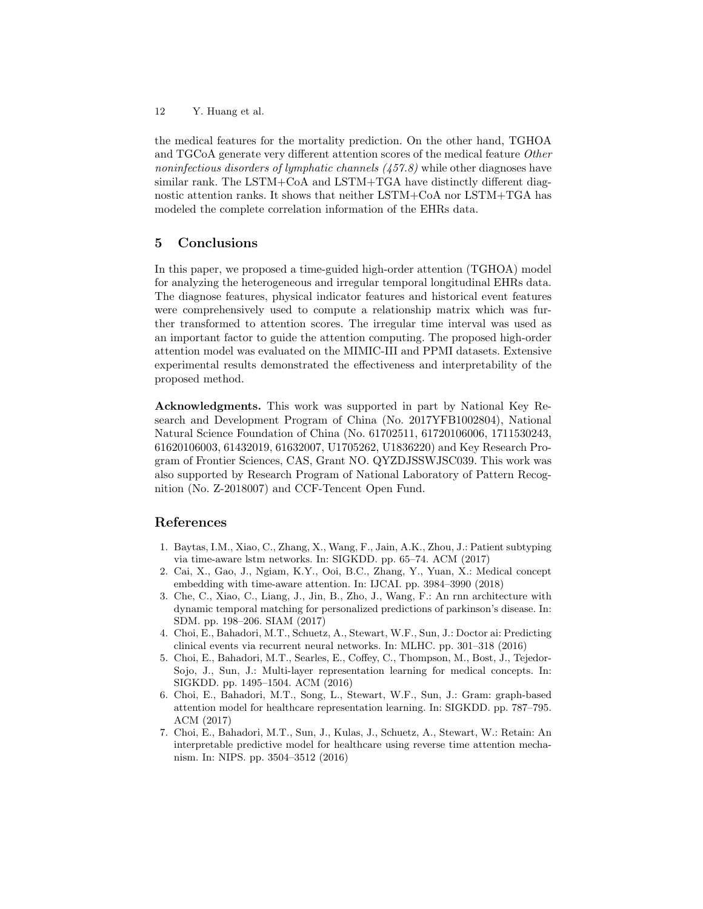the medical features for the mortality prediction. On the other hand, TGHOA and TGCoA generate very different attention scores of the medical feature *Other noninfectious disorders of lymphatic channels (457.8)* while other diagnoses have similar rank. The LSTM+CoA and LSTM+TGA have distinctly different diagnostic attention ranks. It shows that neither LSTM+CoA nor LSTM+TGA has modeled the complete correlation information of the EHRs data.

## 5 Conclusions

In this paper, we proposed a time-guided high-order attention (TGHOA) model for analyzing the heterogeneous and irregular temporal longitudinal EHRs data. The diagnose features, physical indicator features and historical event features were comprehensively used to compute a relationship matrix which was further transformed to attention scores. The irregular time interval was used as an important factor to guide the attention computing. The proposed high-order attention model was evaluated on the MIMIC-III and PPMI datasets. Extensive experimental results demonstrated the effectiveness and interpretability of the proposed method.

**Acknowledgments.** This work was supported in part by National Key Research and Development Program of China (No. 2017YFB1002804), National Natural Science Foundation of China (No. 61702511, 61720106006, 1711530243, 61620106003, 61432019, 61632007, U1705262, U1836220) and Key Research Program of Frontier Sciences, CAS, Grant NO. QYZDJSSWJSC039. This work was also supported by Research Program of National Laboratory of Pattern Recognition (No. Z-2018007) and CCF-Tencent Open Fund.

## References

1. Baytas, I.M., Xiao, C., Zhang, X., Wang, F., Jain, A.K., Zhou, J.: Patient subtyping via time-aware lstm networks. In: SIGKDD. pp. 65–74. ACM (2017)
2. Cai, X., Gao, J., Ngiam, K.Y., Ooi, B.C., Zhang, Y., Yuan, X.: Medical concept embedding with time-aware attention. In: IJCAI. pp. 3984–3990 (2018)
3. Che, C., Xiao, C., Liang, J., Jin, B., Zho, J., Wang, F.: An rnn architecture with dynamic temporal matching for personalized predictions of parkinson's disease. In: SDM. pp. 198–206. SIAM (2017)
4. Choi, E., Bahadori, M.T., Schuetz, A., Stewart, W.F., Sun, J.: Doctor ai: Predicting clinical events via recurrent neural networks. In: MLHC. pp. 301–318 (2016)
5. Choi, E., Bahadori, M.T., Searles, E., Coffey, C., Thompson, M., Bost, J., Tejedor-Sojo, J., Sun, J.: Multi-layer representation learning for medical concepts. In: SIGKDD. pp. 1495–1504. ACM (2016)
6. Choi, E., Bahadori, M.T., Song, L., Stewart, W.F., Sun, J.: Gram: graph-based attention model for healthcare representation learning. In: SIGKDD. pp. 787–795. ACM (2017)
7. Choi, E., Bahadori, M.T., Sun, J., Kulas, J., Schuetz, A., Stewart, W.: Retain: An interpretable predictive model for healthcare using reverse time attention mechanism. In: NIPS. pp. 3504–3512 (2016)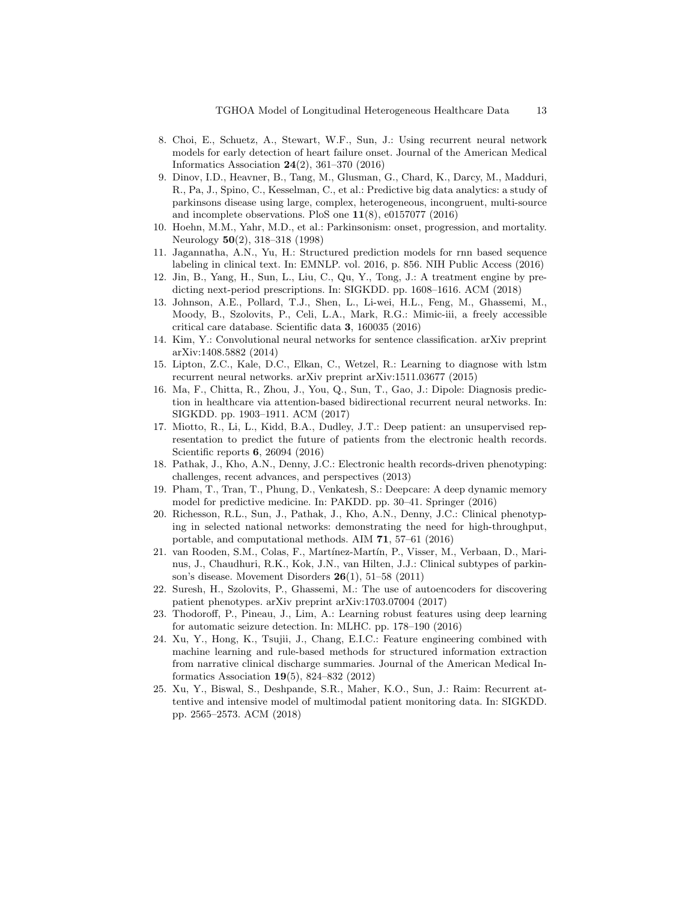8. Choi, E., Schuetz, A., Stewart, W.F., Sun, J.: Using recurrent neural network models for early detection of heart failure onset. Journal of the American Medical Informatics Association **24**(2), 361–370 (2016)
9. Dinov, I.D., Heavner, B., Tang, M., Glusman, G., Chard, K., Darcy, M., Madduri, R., Pa, J., Spino, C., Kesselman, C., et al.: Predictive big data analytics: a study of parkinsons disease using large, complex, heterogeneous, incongruent, multi-source and incomplete observations. PloS one **11**(8), e0157077 (2016)
10. Hoehn, M.M., Yahr, M.D., et al.: Parkinsonism: onset, progression, and mortality. Neurology **50**(2), 318–318 (1998)
11. Jagannatha, A.N., Yu, H.: Structured prediction models for rnn based sequence labeling in clinical text. In: EMNLP. vol. 2016, p. 856. NIH Public Access (2016)
12. Jin, B., Yang, H., Sun, L., Liu, C., Qu, Y., Tong, J.: A treatment engine by predicting next-period prescriptions. In: SIGKDD. pp. 1608–1616. ACM (2018)
13. Johnson, A.E., Pollard, T.J., Shen, L., Li-wei, H.L., Feng, M., Ghassemi, M., Moody, B., Szolovits, P., Celi, L.A., Mark, R.G.: Mimic-iii, a freely accessible critical care database. Scientific data **3**, 160035 (2016)
14. Kim, Y.: Convolutional neural networks for sentence classification. arXiv preprint arXiv:1408.5882 (2014)
15. Lipton, Z.C., Kale, D.C., Elkan, C., Wetzel, R.: Learning to diagnose with lstm recurrent neural networks. arXiv preprint arXiv:1511.03677 (2015)
16. Ma, F., Chitta, R., Zhou, J., You, Q., Sun, T., Gao, J.: Dipole: Diagnosis prediction in healthcare via attention-based bidirectional recurrent neural networks. In: SIGKDD. pp. 1903–1911. ACM (2017)
17. Miotto, R., Li, L., Kidd, B.A., Dudley, J.T.: Deep patient: an unsupervised representation to predict the future of patients from the electronic health records. Scientific reports **6**, 26094 (2016)
18. Pathak, J., Kho, A.N., Denny, J.C.: Electronic health records-driven phenotyping: challenges, recent advances, and perspectives (2013)
19. Pham, T., Tran, T., Phung, D., Venkatesh, S.: Deepcare: A deep dynamic memory model for predictive medicine. In: PAKDD. pp. 30–41. Springer (2016)
20. Richesson, R.L., Sun, J., Pathak, J., Kho, A.N., Denny, J.C.: Clinical phenotyping in selected national networks: demonstrating the need for high-throughput, portable, and computational methods. AIM **71**, 57–61 (2016)
21. van Rooden, S.M., Colas, F., Martínez-Martín, P., Visser, M., Verbaan, D., Marinus, J., Chaudhuri, R.K., Kok, J.N., van Hilten, J.J.: Clinical subtypes of parkinson's disease. Movement Disorders **26**(1), 51–58 (2011)
22. Suresh, H., Szolovits, P., Ghassemi, M.: The use of autoencoders for discovering patient phenotypes. arXiv preprint arXiv:1703.07004 (2017)
23. Thodoroff, P., Pineau, J., Lim, A.: Learning robust features using deep learning for automatic seizure detection. In: MLHC. pp. 178–190 (2016)
24. Xu, Y., Hong, K., Tsujii, J., Chang, E.I.C.: Feature engineering combined with machine learning and rule-based methods for structured information extraction from narrative clinical discharge summaries. Journal of the American Medical Informatics Association **19**(5), 824–832 (2012)
25. Xu, Y., Biswal, S., Deshpande, S.R., Maher, K.O., Sun, J.: Raim: Recurrent attentive and intensive model of multimodal patient monitoring data. In: SIGKDD. pp. 2565–2573. ACM (2018)